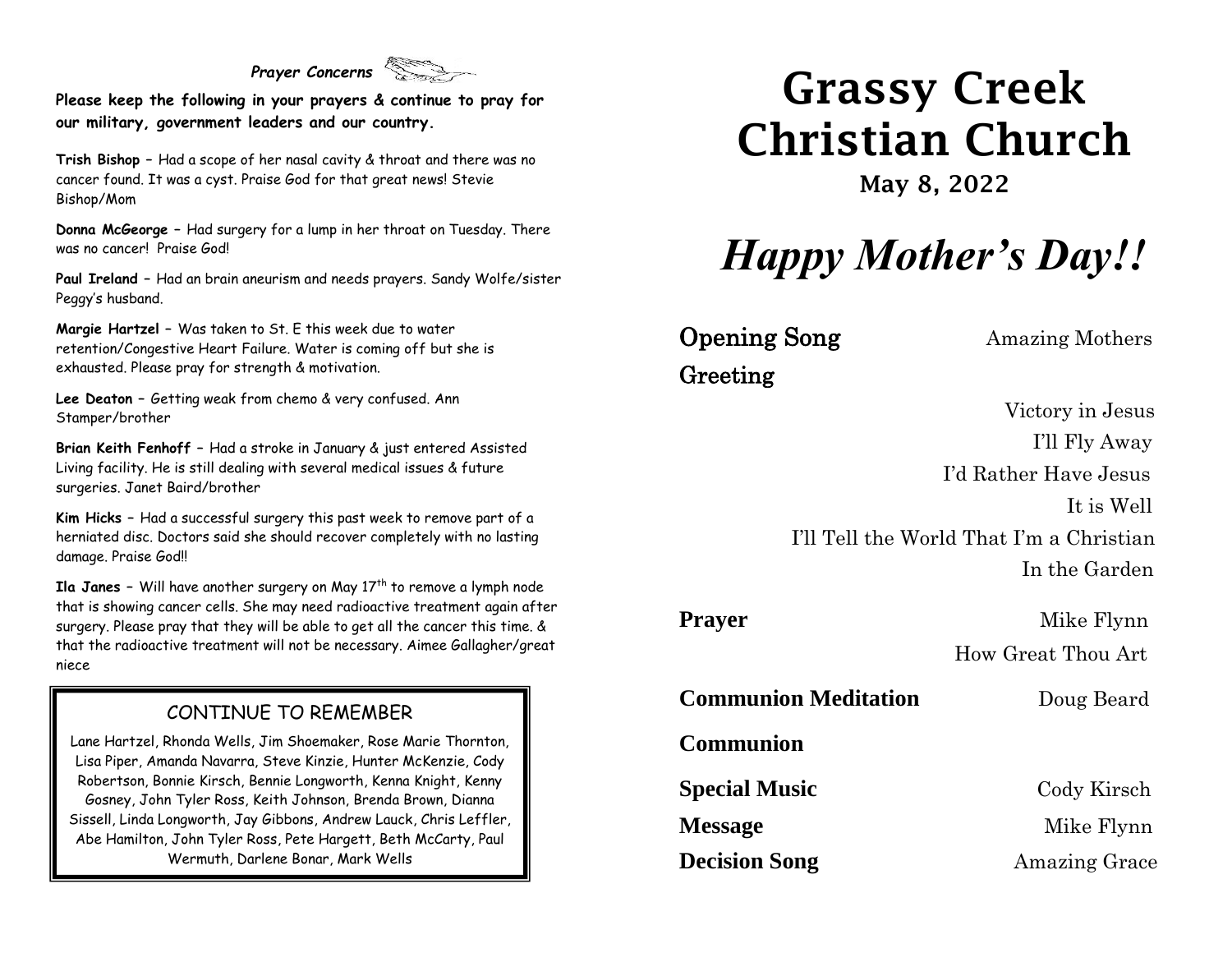## *Prayer Concerns*

**Please keep the following in your prayers & continue to pray for our military, government leaders and our country.**

**Trish Bishop –** Had a scope of her nasal cavity & throat and there was no cancer found. It was a cyst. Praise God for that great news! Stevie Bishop/Mom

**Donna McGeorge –** Had surgery for a lump in her throat on Tuesday. There was no cancer! Praise God!

**Paul Ireland –** Had an brain aneurism and needs prayers. Sandy Wolfe/sister Peggy's husband.

**Margie Hartzel –** Was taken to St. E this week due to water retention/Congestive Heart Failure. Water is coming off but she is exhausted. Please pray for strength & motivation.

**Lee Deaton –** Getting weak from chemo & very confused. Ann Stamper/brother

**Brian Keith Fenhoff –** Had a stroke in January & just entered Assisted Living facility. He is still dealing with several medical issues & future surgeries. Janet Baird/brother

**Kim Hicks –** Had a successful surgery this past week to remove part of a herniated disc. Doctors said she should recover completely with no lasting damage. Praise God!!

**Ila Janes –** Will have another surgery on May 17th to remove a lymph node that is showing cancer cells. She may need radioactive treatment again after surgery. Please pray that they will be able to get all the cancer this time. & that the radioactive treatment will not be necessary. Aimee Gallagher/great niece

### CONTINUE TO REMEMBER

Lane Hartzel, Rhonda Wells, Jim Shoemaker, Rose Marie Thornton, Lisa Piper, Amanda Navarra, Steve Kinzie, Hunter McKenzie, Cody Robertson, Bonnie Kirsch, Bennie Longworth, Kenna Knight, Kenny Gosney, John Tyler Ross, Keith Johnson, Brenda Brown, Dianna Sissell, Linda Longworth, Jay Gibbons, Andrew Lauck, Chris Leffler, Abe Hamilton, John Tyler Ross, Pete Hargett, Beth McCarty, Paul Wermuth, Darlene Bonar, Mark Wells

# Grassy Creek Christian Church

**May 8, 2022**

## *Happy Mother's Day!!*

**Opening Song** — Amazing Mothers

**Greeting**

Victory in Jesus
I'll Fly Away
I'd Rather Have Jesus
It is Well
I'll Tell the World That I'm a Christian
In the Garden

**Prayer** — Mike Flynn

How Great Thou Art

**Communion Meditation** — Doug Beard

**Communion**

**Special Music** — Cody Kirsch

**Message** — Mike Flynn

**Decision Song** — Amazing Grace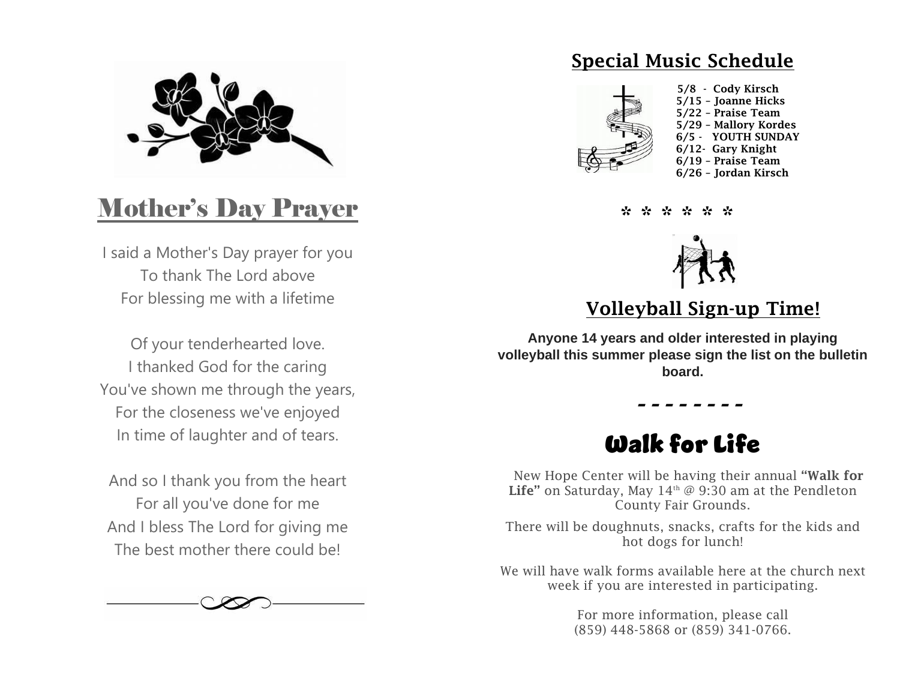## Mother's Day Prayer

I said a Mother's Day prayer for you
To thank The Lord above
For blessing me with a lifetime

Of your tenderhearted love.
I thanked God for the caring
You've shown me through the years,
For the closeness we've enjoyed
In time of laughter and of tears.

And so I thank you from the heart
For all you've done for me
And I bless The Lord for giving me
The best mother there could be!

## Special Music Schedule

**5/8 - Cody Kirsch**
**5/15 – Joanne Hicks**
**5/22 – Praise Team**
**5/29 – Mallory Kordes**
**6/5 - YOUTH SUNDAY**
**6/12- Gary Knight**
**6/19 – Praise Team**
**6/26 – Jordan Kirsch**

* * * * * *

## Volleyball Sign-up Time!

**Anyone 14 years and older interested in playing volleyball this summer please sign the list on the bulletin board.**

- - - - - - - -

## Walk for Life

New Hope Center will be having their annual **"Walk for Life"** on Saturday, May 14th @ 9:30 am at the Pendleton County Fair Grounds.

There will be doughnuts, snacks, crafts for the kids and hot dogs for lunch!

We will have walk forms available here at the church next week if you are interested in participating.

For more information, please call
(859) 448-5868 or (859) 341-0766.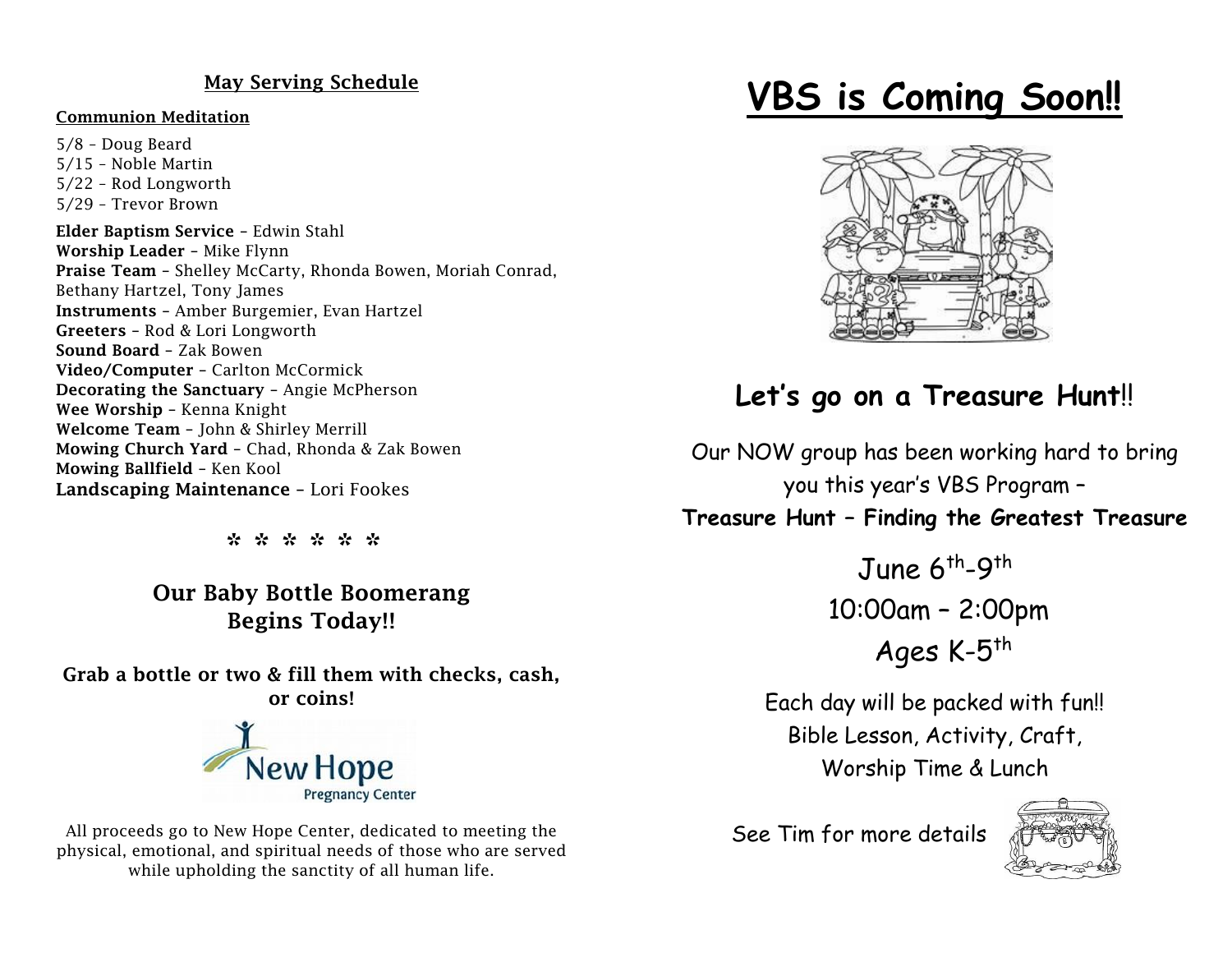## May Serving Schedule

**Communion Meditation**

5/8 – Doug Beard
5/15 – Noble Martin
5/22 – Rod Longworth
5/29 – Trevor Brown

**Elder Baptism Service** – Edwin Stahl
**Worship Leader** – Mike Flynn
**Praise Team** – Shelley McCarty, Rhonda Bowen, Moriah Conrad, Bethany Hartzel, Tony James
**Instruments** – Amber Burgemier, Evan Hartzel
**Greeters** – Rod & Lori Longworth
**Sound Board** – Zak Bowen
**Video/Computer** – Carlton McCormick
**Decorating the Sanctuary** – Angie McPherson
**Wee Worship** – Kenna Knight
**Welcome Team** – John & Shirley Merrill
**Mowing Church Yard** – Chad, Rhonda & Zak Bowen
**Mowing Ballfield** – Ken Kool
**Landscaping Maintenance** – Lori Fookes

✲ ✲ ✲ ✲ ✲ ✲

### Our Baby Bottle Boomerang Begins Today!!

**Grab a bottle or two & fill them with checks, cash, or coins!**

All proceeds go to New Hope Center, dedicated to meeting the physical, emotional, and spiritual needs of those who are served while upholding the sanctity of all human life.

# VBS is Coming Soon!!

## Let's go on a Treasure Hunt!!

Our NOW group has been working hard to bring you this year's VBS Program –
**Treasure Hunt – Finding the Greatest Treasure**

June 6th-9th
10:00am – 2:00pm
Ages K-5th

Each day will be packed with fun!!
Bible Lesson, Activity, Craft, Worship Time & Lunch

See Tim for more details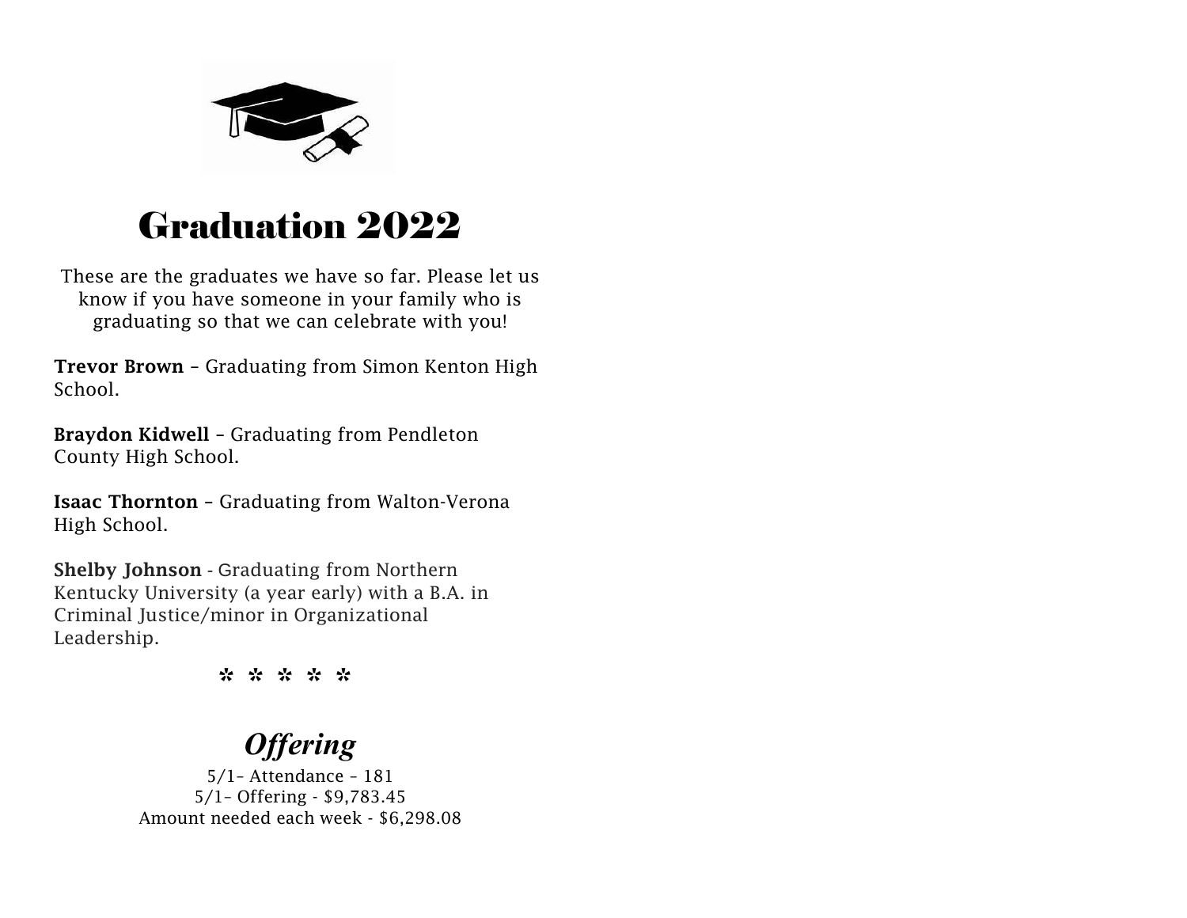# Graduation 2022

These are the graduates we have so far. Please let us know if you have someone in your family who is graduating so that we can celebrate with you!

**Trevor Brown** – Graduating from Simon Kenton High School.

**Braydon Kidwell** – Graduating from Pendleton County High School.

**Isaac Thornton** – Graduating from Walton-Verona High School.

**Shelby Johnson** - Graduating from Northern Kentucky University (a year early) with a B.A. in Criminal Justice/minor in Organizational Leadership.

✲ ✲ ✲ ✲ ✲

## *Offering*

5/1– Attendance – 181
5/1– Offering - $9,783.45
Amount needed each week - $6,298.08